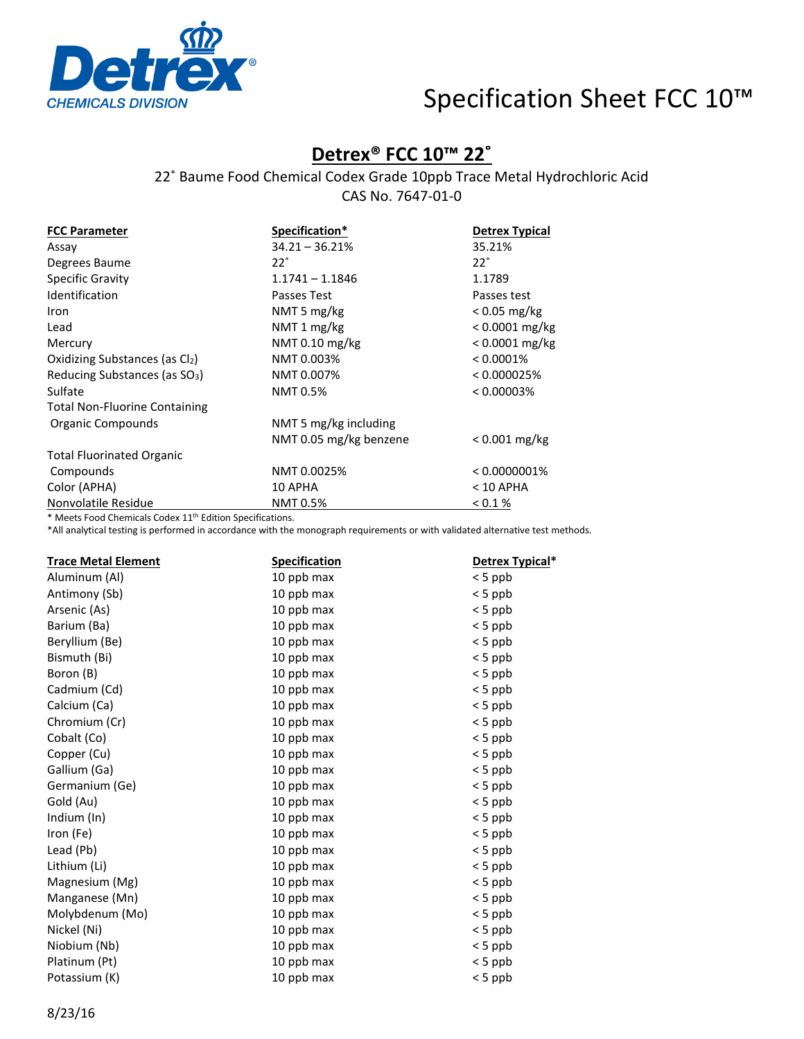Detrex® CHEMICALS DIVISION

# Specification Sheet FCC 10™

## Detrex® FCC 10™ 22˚

22˚ Baume Food Chemical Codex Grade 10ppb Trace Metal Hydrochloric Acid
CAS No. 7647-01-0

| FCC Parameter | Specification* | Detrex Typical |
|---|---|---|
| Assay | 34.21 – 36.21% | 35.21% |
| Degrees Baume | 22˚ | 22˚ |
| Specific Gravity | 1.1741 – 1.1846 | 1.1789 |
| Identification | Passes Test | Passes test |
| Iron | NMT 5 mg/kg | < 0.05 mg/kg |
| Lead | NMT 1 mg/kg | < 0.0001 mg/kg |
| Mercury | NMT 0.10 mg/kg | < 0.0001 mg/kg |
| Oxidizing Substances (as $Cl_2$) | NMT 0.003% | < 0.0001% |
| Reducing Substances (as $SO_3$) | NMT 0.007% | < 0.000025% |
| Sulfate | NMT 0.5% | < 0.00003% |
| Total Non-Fluorine Containing Organic Compounds | NMT 5 mg/kg including NMT 0.05 mg/kg benzene | < 0.001 mg/kg |
| Total Fluorinated Organic Compounds | NMT 0.0025% | < 0.0000001% |
| Color (APHA) | 10 APHA | < 10 APHA |
| Nonvolatile Residue | NMT 0.5% | < 0.1 % |

\* Meets Food Chemicals Codex 11th Edition Specifications.
\*All analytical testing is performed in accordance with the monograph requirements or with validated alternative test methods.

| Trace Metal Element | Specification | Detrex Typical* |
|---|---|---|
| Aluminum (Al) | 10 ppb max | < 5 ppb |
| Antimony (Sb) | 10 ppb max | < 5 ppb |
| Arsenic (As) | 10 ppb max | < 5 ppb |
| Barium (Ba) | 10 ppb max | < 5 ppb |
| Beryllium (Be) | 10 ppb max | < 5 ppb |
| Bismuth (Bi) | 10 ppb max | < 5 ppb |
| Boron (B) | 10 ppb max | < 5 ppb |
| Cadmium (Cd) | 10 ppb max | < 5 ppb |
| Calcium (Ca) | 10 ppb max | < 5 ppb |
| Chromium (Cr) | 10 ppb max | < 5 ppb |
| Cobalt (Co) | 10 ppb max | < 5 ppb |
| Copper (Cu) | 10 ppb max | < 5 ppb |
| Gallium (Ga) | 10 ppb max | < 5 ppb |
| Germanium (Ge) | 10 ppb max | < 5 ppb |
| Gold (Au) | 10 ppb max | < 5 ppb |
| Indium (In) | 10 ppb max | < 5 ppb |
| Iron (Fe) | 10 ppb max | < 5 ppb |
| Lead (Pb) | 10 ppb max | < 5 ppb |
| Lithium (Li) | 10 ppb max | < 5 ppb |
| Magnesium (Mg) | 10 ppb max | < 5 ppb |
| Manganese (Mn) | 10 ppb max | < 5 ppb |
| Molybdenum (Mo) | 10 ppb max | < 5 ppb |
| Nickel (Ni) | 10 ppb max | < 5 ppb |
| Niobium (Nb) | 10 ppb max | < 5 ppb |
| Platinum (Pt) | 10 ppb max | < 5 ppb |
| Potassium (K) | 10 ppb max | < 5 ppb |

8/23/16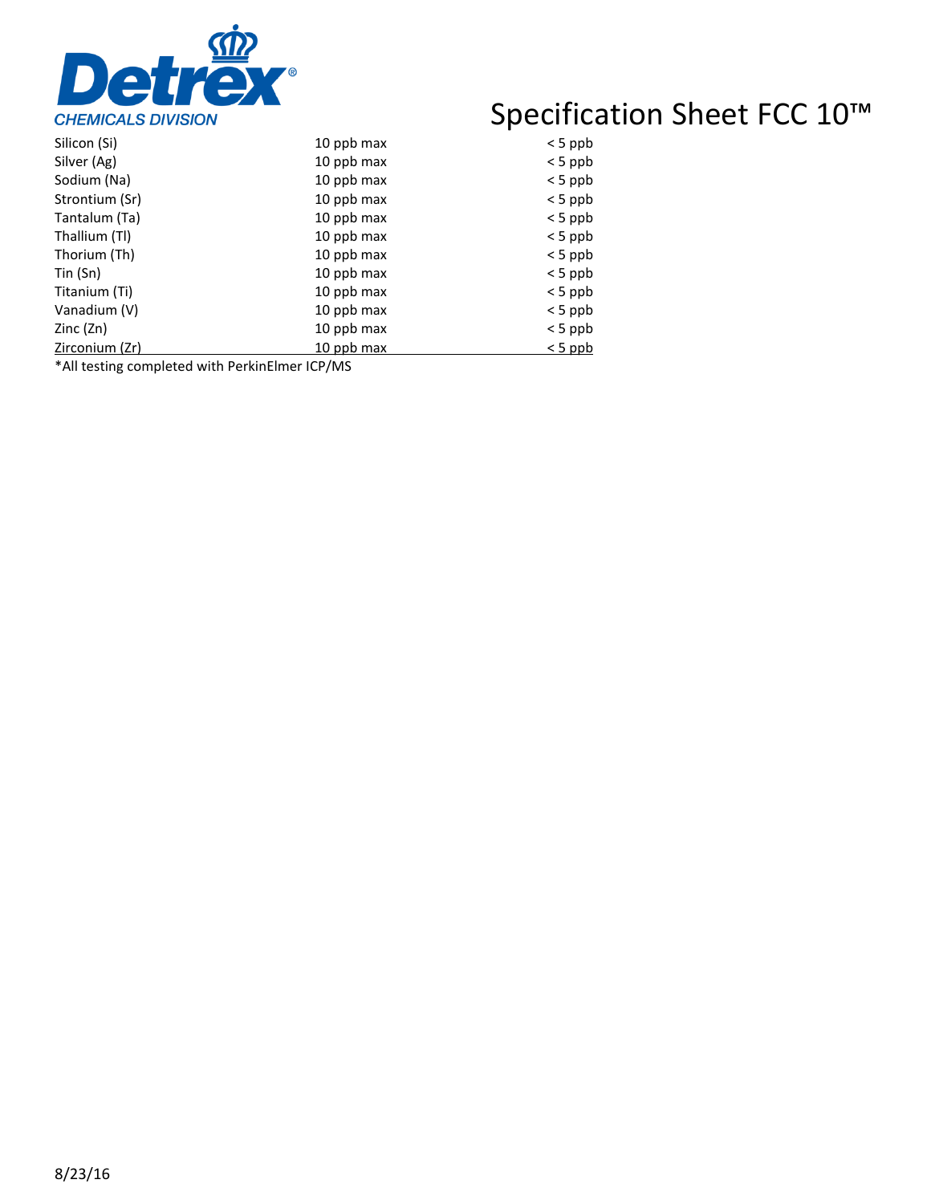Detrex
CHEMICALS DIVISION

# Specification Sheet FCC 10™

| | | |
|---|---|---|
| Silicon (Si) | 10 ppb max | < 5 ppb |
| Silver (Ag) | 10 ppb max | < 5 ppb |
| Sodium (Na) | 10 ppb max | < 5 ppb |
| Strontium (Sr) | 10 ppb max | < 5 ppb |
| Tantalum (Ta) | 10 ppb max | < 5 ppb |
| Thallium (Tl) | 10 ppb max | < 5 ppb |
| Thorium (Th) | 10 ppb max | < 5 ppb |
| Tin (Sn) | 10 ppb max | < 5 ppb |
| Titanium (Ti) | 10 ppb max | < 5 ppb |
| Vanadium (V) | 10 ppb max | < 5 ppb |
| Zinc (Zn) | 10 ppb max | < 5 ppb |
| Zirconium (Zr) | 10 ppb max | < 5 ppb |

*All testing completed with PerkinElmer ICP/MS

8/23/16